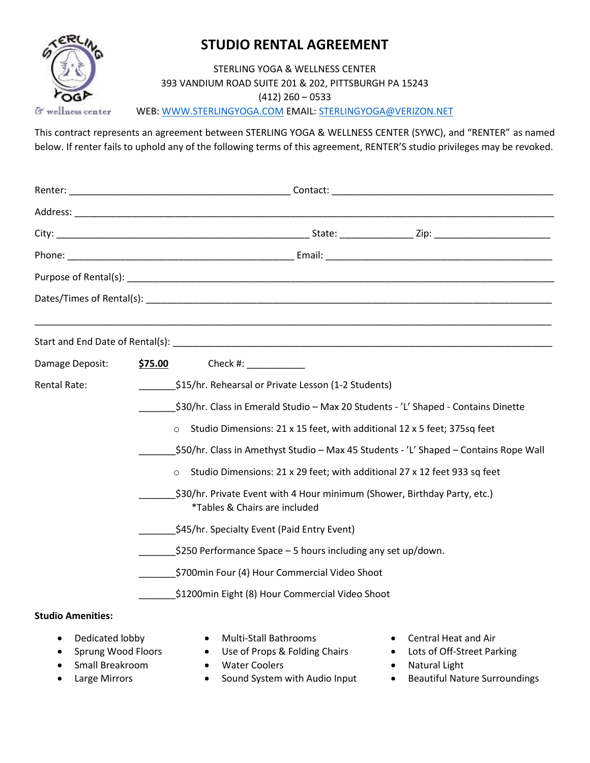# STUDIO RENTAL AGREEMENT

STERLING YOGA & WELLNESS CENTER
393 VANDIUM ROAD SUITE 201 & 202, PITTSBURGH PA 15243
(412) 260 – 0533
WEB: WWW.STERLINGYOGA.COM EMAIL: STERLINGYOGA@VERIZON.NET

This contract represents an agreement between STERLING YOGA & WELLNESS CENTER (SYWC), and "RENTER" as named below. If renter fails to uphold any of the following terms of this agreement, RENTER'S studio privileges may be revoked.

Renter: ________________________________________ Contact: ________________________________________

Address: ______________________________________________________________________________________

City: ____________________________________________ State: _____________ Zip: ______________________

Phone: __________________________________________ Email: ____________________________________________

Purpose of Rental(s): _________________________________________________________________________

Dates/Times of Rental(s): _____________________________________________________________________

_______________________________________________________________________________________________

Start and End Date of Rental(s): ______________________________________________________________

Damage Deposit: **$75.00** Check #: ___________

Rental Rate:

_______$15/hr. Rehearsal or Private Lesson (1-2 Students)

_______$30/hr. Class in Emerald Studio – Max 20 Students - 'L' Shaped - Contains Dinette

- Studio Dimensions: 21 x 15 feet, with additional 12 x 5 feet; 375sq feet

_______$50/hr. Class in Amethyst Studio – Max 45 Students - 'L' Shaped – Contains Rope Wall

- Studio Dimensions: 21 x 29 feet; with additional 27 x 12 feet 933 sq feet

_______$30/hr. Private Event with 4 Hour minimum (Shower, Birthday Party, etc.)
*Tables & Chairs are included

_______$45/hr. Specialty Event (Paid Entry Event)

_______$250 Performance Space – 5 hours including any set up/down.

_______$700min Four (4) Hour Commercial Video Shoot

_______$1200min Eight (8) Hour Commercial Video Shoot

**Studio Amenities:**

- Dedicated lobby
- Sprung Wood Floors
- Small Breakroom
- Large Mirrors
- Multi-Stall Bathrooms
- Use of Props & Folding Chairs
- Water Coolers
- Sound System with Audio Input
- Central Heat and Air
- Lots of Off-Street Parking
- Natural Light
- Beautiful Nature Surroundings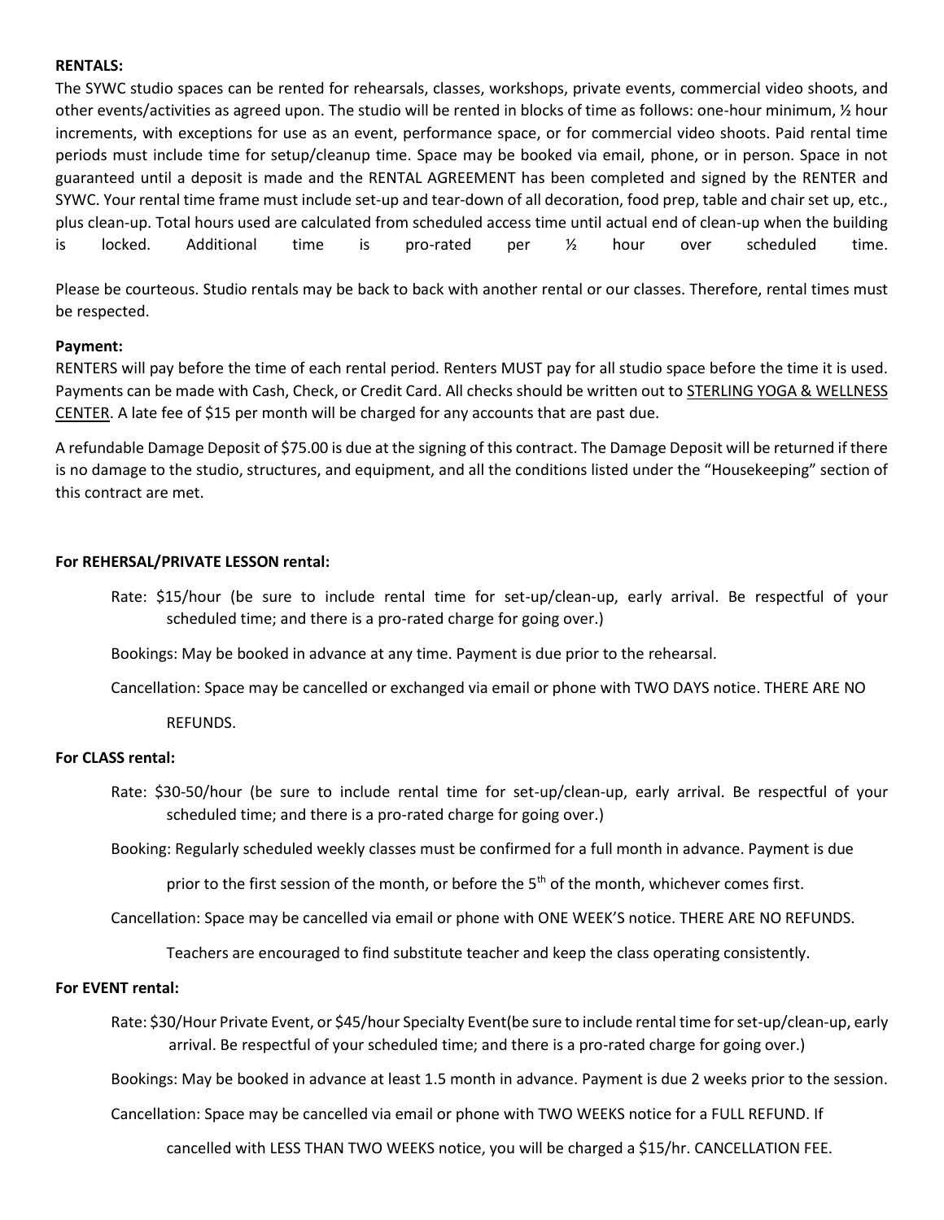**RENTALS:**

The SYWC studio spaces can be rented for rehearsals, classes, workshops, private events, commercial video shoots, and other events/activities as agreed upon. The studio will be rented in blocks of time as follows: one-hour minimum, ½ hour increments, with exceptions for use as an event, performance space, or for commercial video shoots. Paid rental time periods must include time for setup/cleanup time. Space may be booked via email, phone, or in person. Space in not guaranteed until a deposit is made and the RENTAL AGREEMENT has been completed and signed by the RENTER and SYWC. Your rental time frame must include set-up and tear-down of all decoration, food prep, table and chair set up, etc., plus clean-up. Total hours used are calculated from scheduled access time until actual end of clean-up when the building is locked. Additional time is pro-rated per ½ hour over scheduled time.

Please be courteous. Studio rentals may be back to back with another rental or our classes. Therefore, rental times must be respected.

**Payment:**

RENTERS will pay before the time of each rental period. Renters MUST pay for all studio space before the time it is used. Payments can be made with Cash, Check, or Credit Card. All checks should be written out to STERLING YOGA & WELLNESS CENTER. A late fee of $15 per month will be charged for any accounts that are past due.

A refundable Damage Deposit of $75.00 is due at the signing of this contract. The Damage Deposit will be returned if there is no damage to the studio, structures, and equipment, and all the conditions listed under the "Housekeeping" section of this contract are met.

**For REHERSAL/PRIVATE LESSON rental:**

Rate: $15/hour (be sure to include rental time for set-up/clean-up, early arrival. Be respectful of your scheduled time; and there is a pro-rated charge for going over.)

Bookings: May be booked in advance at any time. Payment is due prior to the rehearsal.

Cancellation: Space may be cancelled or exchanged via email or phone with TWO DAYS notice. THERE ARE NO REFUNDS.

**For CLASS rental:**

Rate: $30-50/hour (be sure to include rental time for set-up/clean-up, early arrival. Be respectful of your scheduled time; and there is a pro-rated charge for going over.)

Booking: Regularly scheduled weekly classes must be confirmed for a full month in advance. Payment is due prior to the first session of the month, or before the 5th of the month, whichever comes first.

Cancellation: Space may be cancelled via email or phone with ONE WEEK'S notice. THERE ARE NO REFUNDS. Teachers are encouraged to find substitute teacher and keep the class operating consistently.

**For EVENT rental:**

Rate: $30/Hour Private Event, or $45/hour Specialty Event(be sure to include rental time for set-up/clean-up, early arrival. Be respectful of your scheduled time; and there is a pro-rated charge for going over.)

Bookings: May be booked in advance at least 1.5 month in advance. Payment is due 2 weeks prior to the session.

Cancellation: Space may be cancelled via email or phone with TWO WEEKS notice for a FULL REFUND. If cancelled with LESS THAN TWO WEEKS notice, you will be charged a $15/hr. CANCELLATION FEE.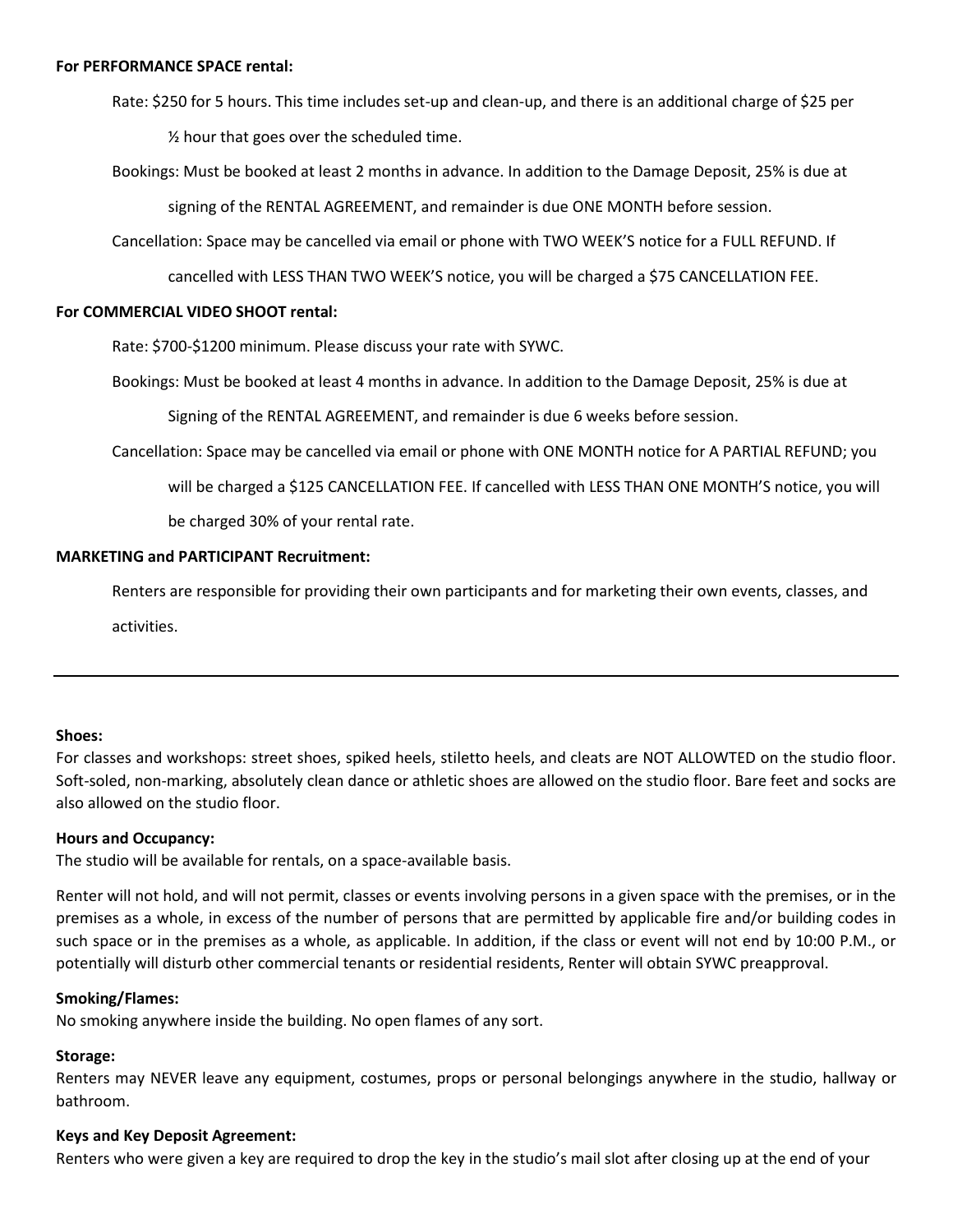**For PERFORMANCE SPACE rental:**

Rate: $250 for 5 hours. This time includes set-up and clean-up, and there is an additional charge of $25 per ½ hour that goes over the scheduled time.

Bookings: Must be booked at least 2 months in advance. In addition to the Damage Deposit, 25% is due at signing of the RENTAL AGREEMENT, and remainder is due ONE MONTH before session.

Cancellation: Space may be cancelled via email or phone with TWO WEEK'S notice for a FULL REFUND. If cancelled with LESS THAN TWO WEEK'S notice, you will be charged a $75 CANCELLATION FEE.

**For COMMERCIAL VIDEO SHOOT rental:**

Rate: $700-$1200 minimum. Please discuss your rate with SYWC.

Bookings: Must be booked at least 4 months in advance. In addition to the Damage Deposit, 25% is due at Signing of the RENTAL AGREEMENT, and remainder is due 6 weeks before session.

Cancellation: Space may be cancelled via email or phone with ONE MONTH notice for A PARTIAL REFUND; you will be charged a $125 CANCELLATION FEE. If cancelled with LESS THAN ONE MONTH'S notice, you will be charged 30% of your rental rate.

**MARKETING and PARTICIPANT Recruitment:**

Renters are responsible for providing their own participants and for marketing their own events, classes, and activities.

---

**Shoes:**
For classes and workshops: street shoes, spiked heels, stiletto heels, and cleats are NOT ALLOWTED on the studio floor. Soft-soled, non-marking, absolutely clean dance or athletic shoes are allowed on the studio floor. Bare feet and socks are also allowed on the studio floor.

**Hours and Occupancy:**
The studio will be available for rentals, on a space-available basis.

Renter will not hold, and will not permit, classes or events involving persons in a given space with the premises, or in the premises as a whole, in excess of the number of persons that are permitted by applicable fire and/or building codes in such space or in the premises as a whole, as applicable. In addition, if the class or event will not end by 10:00 P.M., or potentially will disturb other commercial tenants or residential residents, Renter will obtain SYWC preapproval.

**Smoking/Flames:**
No smoking anywhere inside the building. No open flames of any sort.

**Storage:**
Renters may NEVER leave any equipment, costumes, props or personal belongings anywhere in the studio, hallway or bathroom.

**Keys and Key Deposit Agreement:**
Renters who were given a key are required to drop the key in the studio's mail slot after closing up at the end of your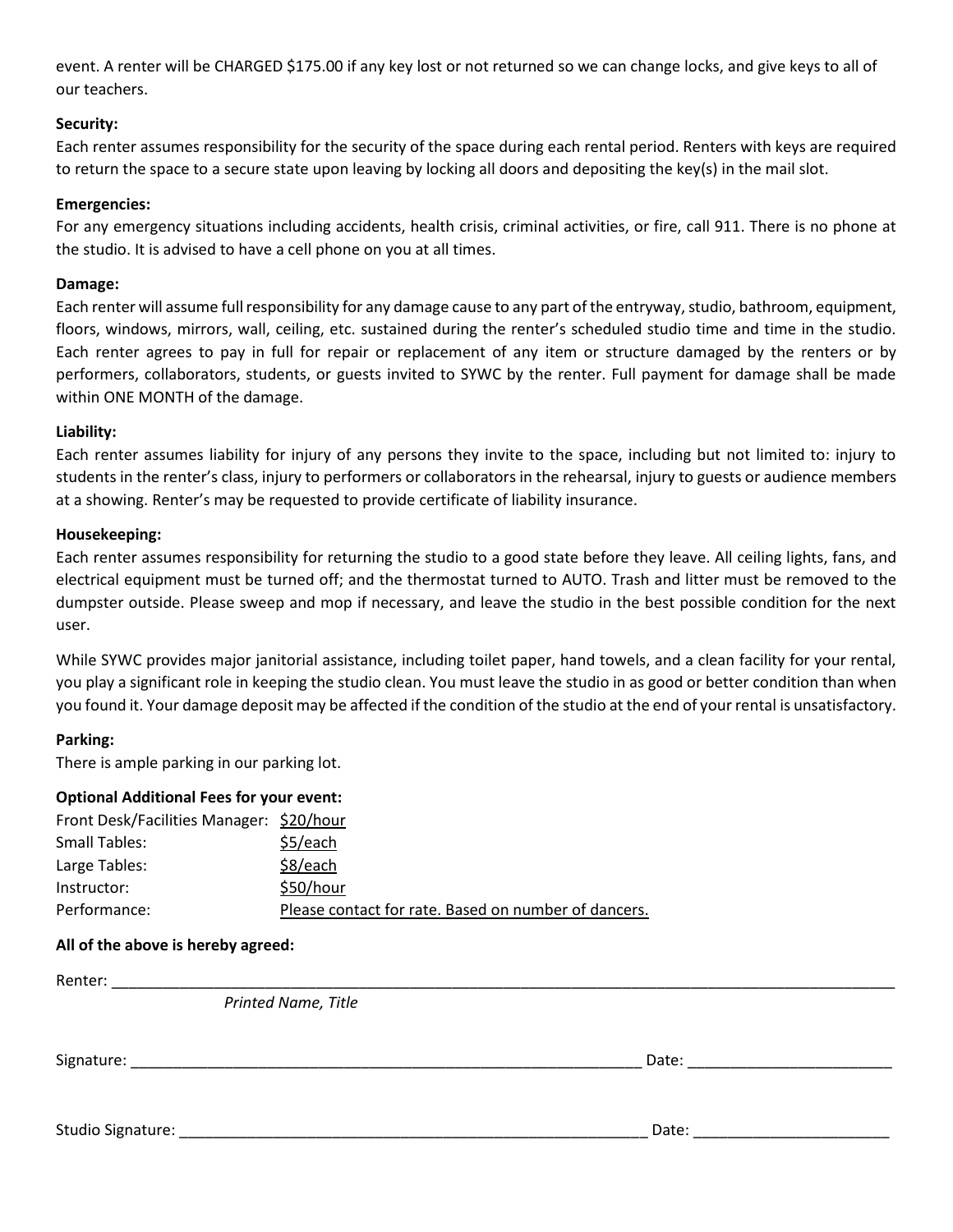event. A renter will be CHARGED $175.00 if any key lost or not returned so we can change locks, and give keys to all of our teachers.

**Security:**
Each renter assumes responsibility for the security of the space during each rental period. Renters with keys are required to return the space to a secure state upon leaving by locking all doors and depositing the key(s) in the mail slot.

**Emergencies:**
For any emergency situations including accidents, health crisis, criminal activities, or fire, call 911. There is no phone at the studio. It is advised to have a cell phone on you at all times.

**Damage:**
Each renter will assume full responsibility for any damage cause to any part of the entryway, studio, bathroom, equipment, floors, windows, mirrors, wall, ceiling, etc. sustained during the renter's scheduled studio time and time in the studio. Each renter agrees to pay in full for repair or replacement of any item or structure damaged by the renters or by performers, collaborators, students, or guests invited to SYWC by the renter. Full payment for damage shall be made within ONE MONTH of the damage.

**Liability:**
Each renter assumes liability for injury of any persons they invite to the space, including but not limited to: injury to students in the renter's class, injury to performers or collaborators in the rehearsal, injury to guests or audience members at a showing. Renter's may be requested to provide certificate of liability insurance.

**Housekeeping:**
Each renter assumes responsibility for returning the studio to a good state before they leave. All ceiling lights, fans, and electrical equipment must be turned off; and the thermostat turned to AUTO. Trash and litter must be removed to the dumpster outside. Please sweep and mop if necessary, and leave the studio in the best possible condition for the next user.

While SYWC provides major janitorial assistance, including toilet paper, hand towels, and a clean facility for your rental, you play a significant role in keeping the studio clean. You must leave the studio in as good or better condition than when you found it. Your damage deposit may be affected if the condition of the studio at the end of your rental is unsatisfactory.

**Parking:**
There is ample parking in our parking lot.

**Optional Additional Fees for your event:**

| | |
|---|---|
| Front Desk/Facilities Manager: | $20/hour |
| Small Tables: | $5/each |
| Large Tables: | $8/each |
| Instructor: | $50/hour |
| Performance: | Please contact for rate. Based on number of dancers. |

**All of the above is hereby agreed:**

Renter: ______________________________________________________________________

*Printed Name, Title*

Signature: ______________________________________________ Date: ____________________

Studio Signature: __________________________________________ Date: ____________________